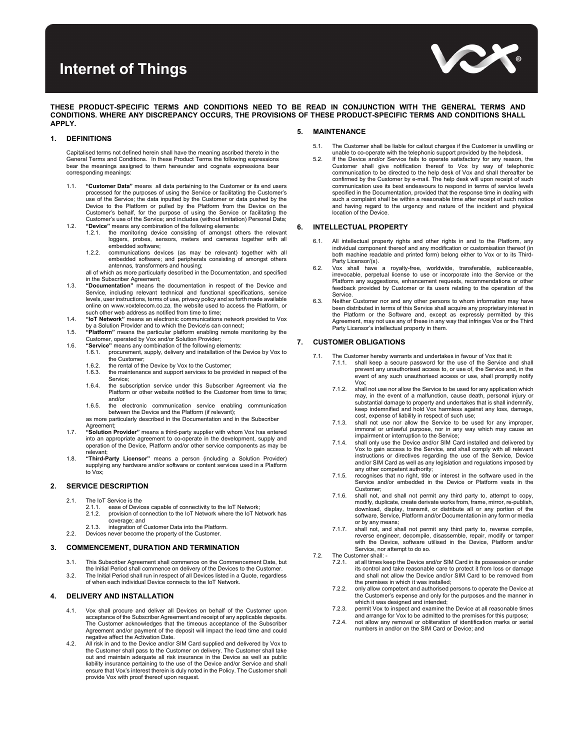# Internet of Things

**THESE PRODUCT-SPECIFIC TERMS AND CONDITIONS NEED TO BE READ IN CONJUNCTION WITH THE GENERAL TERMS AND CONDITIONS. WHERE ANY DISCREPANCY OCCURS, THE PROVISIONS OF THESE PRODUCT-SPECIFIC TERMS AND CONDITIONS SHALL APPLY.**

## 1. DEFINITIONS

Capitalised terms not defined herein shall have the meaning ascribed thereto in the General Terms and Conditions. In these Product Terms the following expressions bear the meanings assigned to them hereunder and cognate expressions bear corresponding meanings:

1.1. **"Customer Data"** means all data pertaining to the Customer or its end users processed for the purposes of using the Service or facilitating the Customer's use of the Service; the data inputted by the Customer or data pushed by the Device to the Platform or pulled by the Platform from the Device on the Customer's behalf, for the purpose of using the Service or facilitating the Customer's use of the Service; and includes (without limitation) Personal Data;

1.2. **"Device"** means any combination of the following elements:
   - 1.2.1. the monitoring device consisting of amongst others the relevant loggers, probes, sensors, meters and cameras together with all embedded software;
   - 1.2.2. communications devices (as may be relevant) together with all embedded software; and peripherals consisting of amongst others antennas, transformers and housing;

   all of which as more particularly described in the Documentation, and specified in the Subscriber Agreement;

1.3. **"Documentation"** means the documentation in respect of the Device and Service, including relevant technical and functional specifications, service levels, user instructions, terms of use, privacy policy and so forth made available online on www.voxtelecom.co.za, the website used to access the Platform, or such other web address as notified from time to time;

1.4. **"IoT Network"** means an electronic communications network provided to Vox by a Solution Provider and to which the Device\s can connect;

1.5. **"Platform"** means the particular platform enabling remote monitoring by the Customer, operated by Vox and/or Solution Provider;

1.6. **"Service"** means any combination of the following elements:
   - 1.6.1. procurement, supply, delivery and installation of the Device by Vox to the Customer;
   - 1.6.2. the rental of the Device by Vox to the Customer;
   - 1.6.3. the maintenance and support services to be provided in respect of the Service;
   - 1.6.4. the subscription service under this Subscriber Agreement via the Platform or other website notified to the Customer from time to time; and/or
   - 1.6.5. the electronic communication service enabling communication between the Device and the Platform (if relevant);

   as more particularly described in the Documentation and in the Subscriber Agreement;

1.7. **"Solution Provider"** means a third-party supplier with whom Vox has entered into an appropriate agreement to co-operate in the development, supply and operation of the Device, Platform and/or other service components as may be relevant;

1.8. **"Third-Party Licensor"** means a person (including a Solution Provider) supplying any hardware and/or software or content services used in a Platform to Vox;

## 2. SERVICE DESCRIPTION

2.1. The IoT Service is the
   - 2.1.1. ease of Devices capable of connectivity to the IoT Network;
   - 2.1.2. provision of connection to the IoT Network where the IoT Network has coverage; and
   - 2.1.3. integration of Customer Data into the Platform.

2.2. Devices never become the property of the Customer.

## 3. COMMENCEMENT, DURATION AND TERMINATION

3.1. This Subscriber Agreement shall commence on the Commencement Date, but the Initial Period shall commence on delivery of the Devices to the Customer.

3.2. The Initial Period shall run in respect of all Devices listed in a Quote, regardless of when each individual Device connects to the IoT Network.

## 4. DELIVERY AND INSTALLATION

4.1. Vox shall procure and deliver all Devices on behalf of the Customer upon acceptance of the Subscriber Agreement and receipt of any applicable deposits. The Customer acknowledges that the timeous acceptance of the Subscriber Agreement and/or payment of the deposit will impact the lead time and could negative affect the Activation Date.

4.2. All risk in and to the Device and/or SIM Card supplied and delivered by Vox to the Customer shall pass to the Customer on delivery. The Customer shall take out and maintain adequate all risk insurance in the Device as well as public liability insurance pertaining to the use of the Device and/or Service and shall ensure that Vox's interest therein is duly noted in the Policy. The Customer shall provide Vox with proof thereof upon request.

## 5. MAINTENANCE

5.1. The Customer shall be liable for callout charges if the Customer is unwilling or unable to co-operate with the telephonic support provided by the helpdesk.

5.2. If the Device and/or Service fails to operate satisfactory for any reason, the Customer shall give notification thereof to Vox by way of telephonic communication to be directed to the help desk of Vox and shall thereafter be confirmed by the Customer by e-mail. The help desk will upon receipt of such communication use its best endeavours to respond in terms of service levels specified in the Documentation, provided that the response time in dealing with such a complaint shall be within a reasonable time after receipt of such notice and having regard to the urgency and nature of the incident and physical location of the Device.

## 6. INTELLECTUAL PROPERTY

6.1. All intellectual property rights and other rights in and to the Platform, any individual component thereof and any modification or customisation thereof (in both machine readable and printed form) belong either to Vox or to its Third-Party Licensor/(s).

6.2. Vox shall have a royalty-free, worldwide, transferable, sublicensable, irrevocable, perpetual license to use or incorporate into the Service or the Platform any suggestions, enhancement requests, recommendations or other feedback provided by Customer or its users relating to the operation of the Service.

6.3. Neither Customer nor and any other persons to whom information may have been distributed in terms of this Service shall acquire any proprietary interest in the Platform or the Software and, except as expressly permitted by this Agreement, may not use any of these in any way that infringes Vox or the Third Party Licensor's intellectual property in them.

## 7. CUSTOMER OBLIGATIONS

7.1. The Customer hereby warrants and undertakes in favour of Vox that it:
   - 7.1.1. shall keep a secure password for the use of the Service and shall prevent any unauthorised access to, or use of, the Service and, in the event of any such unauthorised access or use, shall promptly notify Vox;
   - 7.1.2. shall not use nor allow the Service to be used for any application which may, in the event of a malfunction, cause death, personal injury or substantial damage to property and undertakes that is shall indemnify, keep indemnified and hold Vox harmless against any loss, damage, cost, expense of liability in respect of such use;
   - 7.1.3. shall not use nor allow the Service to be used for any improper, immoral or unlawful purpose, nor in any way which may cause an impairment or interruption to the Service;
   - 7.1.4. shall only use the Device and/or SIM Card installed and delivered by Vox to gain access to the Service, and shall comply with all relevant instructions or directives regarding the use of the Service, Device and/or SIM Card as well as any legislation and regulations imposed by any other competent authority;
   - 7.1.5. recognises that no right, title or interest in the software used in the Service and/or embedded in the Device or Platform vests in the Customer;
   - 7.1.6. shall not, and shall not permit any third party to, attempt to copy, modify, duplicate, create derivate works from, frame, mirror, re-publish, download, display, transmit, or distribute all or any portion of the software, Service, Platform and/or Documentation in any form or media or by any means;
   - 7.1.7. shall not, and shall not permit any third party to, reverse compile, reverse engineer, decompile, disassemble, repair, modify or tamper with the Device, software utilised in the Device, Platform and/or Service, nor attempt to do so.

7.2. The Customer shall: -
   - 7.2.1. at all times keep the Device and/or SIM Card in its possession or under its control and take reasonable care to protect it from loss or damage and shall not allow the Device and/or SIM Card to be removed from the premises in which it was installed;
   - 7.2.2. only allow competent and authorised persons to operate the Device at the Customer's expense and only for the purposes and the manner in which it was designed and intended;
   - 7.2.3. permit Vox to inspect and examine the Device at all reasonable times and arrange for Vox to be admitted to the premises for this purpose;
   - 7.2.4. not allow any removal or obliteration of identification marks or serial numbers in and/or on the SIM Card or Device; and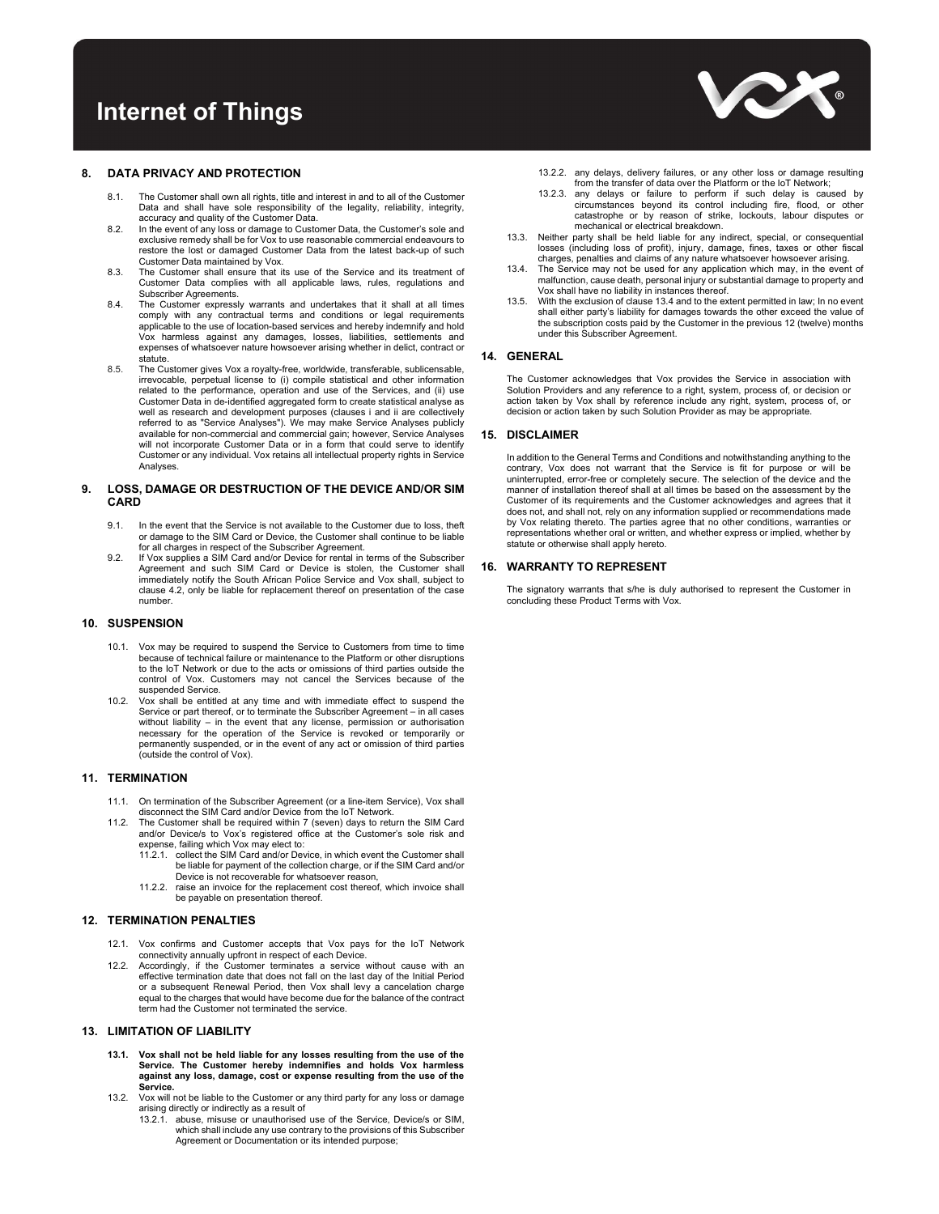# Internet of Things

## 8. DATA PRIVACY AND PROTECTION

8.1. The Customer shall own all rights, title and interest in and to all of the Customer Data and shall have sole responsibility of the legality, reliability, integrity, accuracy and quality of the Customer Data.

8.2. In the event of any loss or damage to Customer Data, the Customer's sole and exclusive remedy shall be for Vox to use reasonable commercial endeavours to restore the lost or damaged Customer Data from the latest back-up of such Customer Data maintained by Vox.

8.3. The Customer shall ensure that its use of the Service and its treatment of Customer Data complies with all applicable laws, rules, regulations and Subscriber Agreements.

8.4. The Customer expressly warrants and undertakes that it shall at all times comply with any contractual terms and conditions or legal requirements applicable to the use of location-based services and hereby indemnify and hold Vox harmless against any damages, losses, liabilities, settlements and expenses of whatsoever nature howsoever arising whether in delict, contract or statute.

8.5. The Customer gives Vox a royalty-free, worldwide, transferable, sublicensable, irrevocable, perpetual license to (i) compile statistical and other information related to the performance, operation and use of the Services, and (ii) use Customer Data in de-identified aggregated form to create statistical analyse as well as research and development purposes (clauses i and ii are collectively referred to as "Service Analyses"). We may make Service Analyses publicly available for non-commercial and commercial gain; however, Service Analyses will not incorporate Customer Data or in a form that could serve to identify Customer or any individual. Vox retains all intellectual property rights in Service Analyses.

## 9. LOSS, DAMAGE OR DESTRUCTION OF THE DEVICE AND/OR SIM CARD

9.1. In the event that the Service is not available to the Customer due to loss, theft or damage to the SIM Card or Device, the Customer shall continue to be liable for all charges in respect of the Subscriber Agreement.

9.2. If Vox supplies a SIM Card and/or Device for rental in terms of the Subscriber Agreement and such SIM Card or Device is stolen, the Customer shall immediately notify the South African Police Service and Vox shall, subject to clause 4.2, only be liable for replacement thereof on presentation of the case number.

## 10. SUSPENSION

10.1. Vox may be required to suspend the Service to Customers from time to time because of technical failure or maintenance to the Platform or other disruptions to the IoT Network or due to the acts or omissions of third parties outside the control of Vox. Customers may not cancel the Services because of the suspended Service.

10.2. Vox shall be entitled at any time and with immediate effect to suspend the Service or part thereof, or to terminate the Subscriber Agreement – in all cases without liability – in the event that any license, permission or authorisation necessary for the operation of the Service is revoked or temporarily or permanently suspended, or in the event of any act or omission of third parties (outside the control of Vox).

## 11. TERMINATION

11.1. On termination of the Subscriber Agreement (or a line-item Service), Vox shall disconnect the SIM Card and/or Device from the IoT Network.

11.2. The Customer shall be required within 7 (seven) days to return the SIM Card and/or Device/s to Vox's registered office at the Customer's sole risk and expense, failing which Vox may elect to:

11.2.1. collect the SIM Card and/or Device, in which event the Customer shall be liable for payment of the collection charge, or if the SIM Card and/or Device is not recoverable for whatsoever reason,

11.2.2. raise an invoice for the replacement cost thereof, which invoice shall be payable on presentation thereof.

## 12. TERMINATION PENALTIES

12.1. Vox confirms and Customer accepts that Vox pays for the IoT Network connectivity annually upfront in respect of each Device.

12.2. Accordingly, if the Customer terminates a service without cause with an effective termination date that does not fall on the last day of the Initial Period or a subsequent Renewal Period, then Vox shall levy a cancelation charge equal to the charges that would have become due for the balance of the contract term had the Customer not terminated the service.

## 13. LIMITATION OF LIABILITY

**13.1. Vox shall not be held liable for any losses resulting from the use of the Service. The Customer hereby indemnifies and holds Vox harmless against any loss, damage, cost or expense resulting from the use of the Service.**

13.2. Vox will not be liable to the Customer or any third party for any loss or damage arising directly or indirectly as a result of

13.2.1. abuse, misuse or unauthorised use of the Service, Device/s or SIM, which shall include any use contrary to the provisions of this Subscriber Agreement or Documentation or its intended purpose;

13.2.2. any delays, delivery failures, or any other loss or damage resulting from the transfer of data over the Platform or the IoT Network;

13.2.3. any delays or failure to perform if such delay is caused by circumstances beyond its control including fire, flood, or other catastrophe or by reason of strike, lockouts, labour disputes or mechanical or electrical breakdown.

13.3. Neither party shall be held liable for any indirect, special, or consequential losses (including loss of profit), injury, damage, fines, taxes or other fiscal charges, penalties and claims of any nature whatsoever howsoever arising.

13.4. The Service may not be used for any application which may, in the event of malfunction, cause death, personal injury or substantial damage to property and Vox shall have no liability in instances thereof.

13.5. With the exclusion of clause 13.4 and to the extent permitted in law; In no event shall either party's liability for damages towards the other exceed the value of the subscription costs paid by the Customer in the previous 12 (twelve) months under this Subscriber Agreement.

## 14. GENERAL

The Customer acknowledges that Vox provides the Service in association with Solution Providers and any reference to a right, system, process of, or decision or action taken by Vox shall by reference include any right, system, process of, or decision or action taken by such Solution Provider as may be appropriate.

## 15. DISCLAIMER

In addition to the General Terms and Conditions and notwithstanding anything to the contrary, Vox does not warrant that the Service is fit for purpose or will be uninterrupted, error-free or completely secure. The selection of the device and the manner of installation thereof shall at all times be based on the assessment by the Customer of its requirements and the Customer acknowledges and agrees that it does not, and shall not, rely on any information supplied or recommendations made by Vox relating thereto. The parties agree that no other conditions, warranties or representations whether oral or written, and whether express or implied, whether by statute or otherwise shall apply hereto.

## 16. WARRANTY TO REPRESENT

The signatory warrants that s/he is duly authorised to represent the Customer in concluding these Product Terms with Vox.